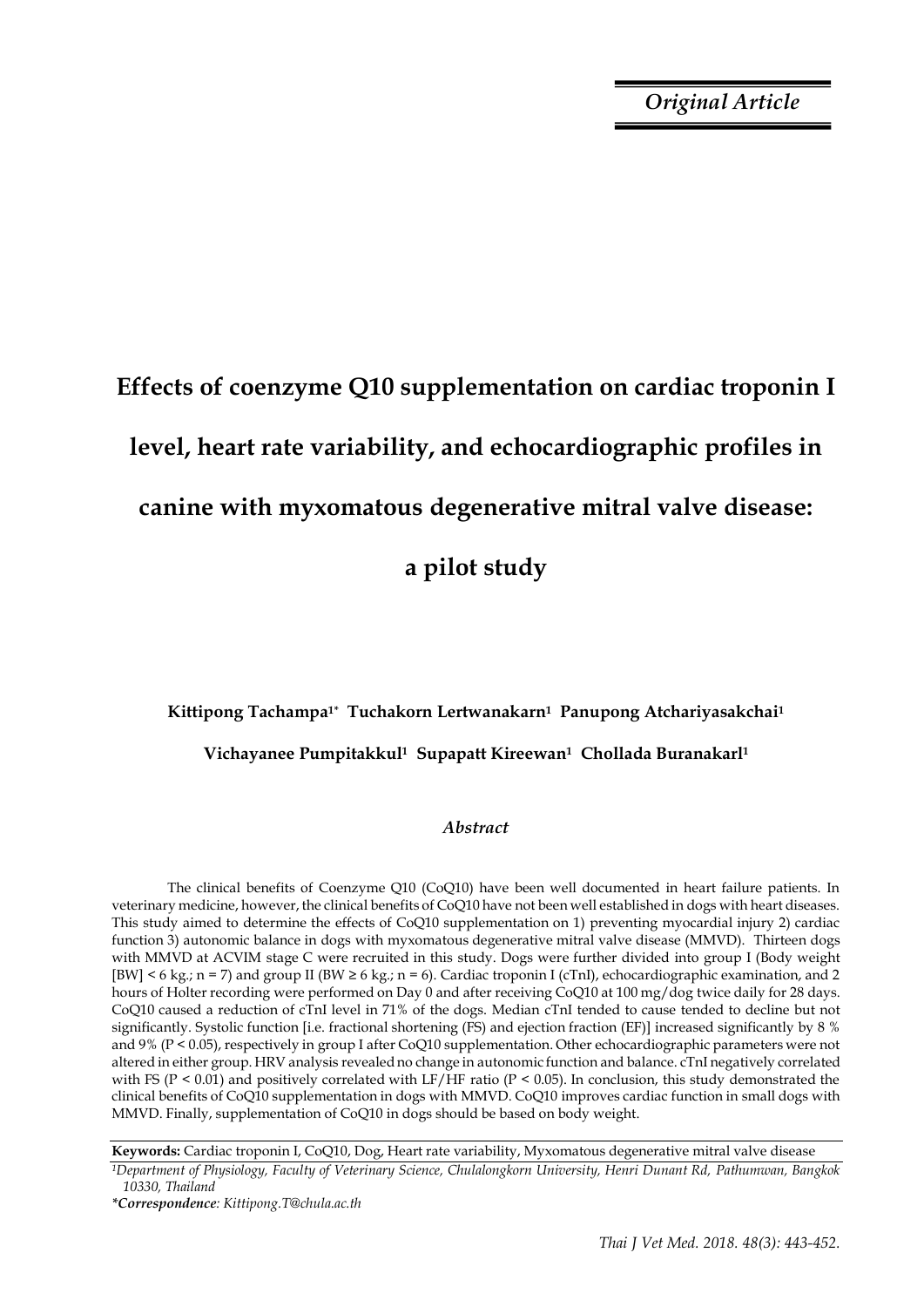*Original Article*

# Effects of coenzyme Q10 supplementation on cardiac troponin I level, heart rate variability, and echocardiographic profiles in canine with myxomatous degenerative mitral valve disease: a pilot study

**Kittipong Tachampa[1*] Tuchakorn Lertwanakarn[1] Panupong Atchariyasakchai[1] Vichayanee Pumpitakkul[1] Supapatt Kireewan[1] Chollada Buranakarl[1]**

## *Abstract*

The clinical benefits of Coenzyme Q10 (CoQ10) have been well documented in heart failure patients. In veterinary medicine, however, the clinical benefits of CoQ10 have not been well established in dogs with heart diseases. This study aimed to determine the effects of CoQ10 supplementation on 1) preventing myocardial injury 2) cardiac function 3) autonomic balance in dogs with myxomatous degenerative mitral valve disease (MMVD). Thirteen dogs with MMVD at ACVIM stage C were recruited in this study. Dogs were further divided into group I (Body weight [BW] < 6 kg.; n = 7) and group II (BW ≥ 6 kg.; n = 6). Cardiac troponin I (cTnI), echocardiographic examination, and 2 hours of Holter recording were performed on Day 0 and after receiving CoQ10 at 100 mg/dog twice daily for 28 days. CoQ10 caused a reduction of cTnI level in 71% of the dogs. Median cTnI tended to cause tended to decline but not significantly. Systolic function [i.e. fractional shortening (FS) and ejection fraction (EF)] increased significantly by 8 % and 9% ($P < 0.05$), respectively in group I after CoQ10 supplementation. Other echocardiographic parameters were not altered in either group. HRV analysis revealed no change in autonomic function and balance. cTnI negatively correlated with FS ($P < 0.01$) and positively correlated with LF/HF ratio ($P < 0.05$). In conclusion, this study demonstrated the clinical benefits of CoQ10 supplementation in dogs with MMVD. CoQ10 improves cardiac function in small dogs with MMVD. Finally, supplementation of CoQ10 in dogs should be based on body weight.

**Keywords:** Cardiac troponin I, CoQ10, Dog, Heart rate variability, Myxomatous degenerative mitral valve disease

[1]*Department of Physiology, Faculty of Veterinary Science, Chulalongkorn University, Henri Dunant Rd, Pathumwan, Bangkok 10330, Thailand*

***Correspondence**: Kittipong.T@chula.ac.th*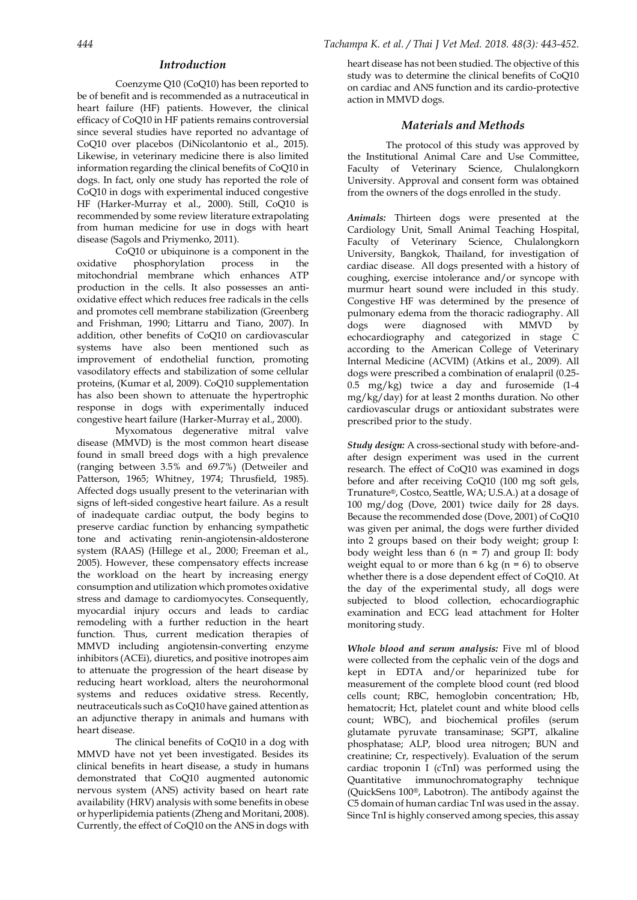## Introduction

Coenzyme Q10 (CoQ10) has been reported to be of benefit and is recommended as a nutraceutical in heart failure (HF) patients. However, the clinical efficacy of CoQ10 in HF patients remains controversial since several studies have reported no advantage of CoQ10 over placebos (DiNicolantonio et al., 2015). Likewise, in veterinary medicine there is also limited information regarding the clinical benefits of CoQ10 in dogs. In fact, only one study has reported the role of CoQ10 in dogs with experimental induced congestive HF (Harker-Murray et al., 2000). Still, CoQ10 is recommended by some review literature extrapolating from human medicine for use in dogs with heart disease (Sagols and Priymenko, 2011).

CoQ10 or ubiquinone is a component in the oxidative phosphorylation process in the mitochondrial membrane which enhances ATP production in the cells. It also possesses an anti-oxidative effect which reduces free radicals in the cells and promotes cell membrane stabilization (Greenberg and Frishman, 1990; Littarru and Tiano, 2007). In addition, other benefits of CoQ10 on cardiovascular systems have also been mentioned such as improvement of endothelial function, promoting vasodilatory effects and stabilization of some cellular proteins, (Kumar et al, 2009). CoQ10 supplementation has also been shown to attenuate the hypertrophic response in dogs with experimentally induced congestive heart failure (Harker-Murray et al., 2000).

Myxomatous degenerative mitral valve disease (MMVD) is the most common heart disease found in small breed dogs with a high prevalence (ranging between 3.5% and 69.7%) (Detweiler and Patterson, 1965; Whitney, 1974; Thrusfield, 1985). Affected dogs usually present to the veterinarian with signs of left-sided congestive heart failure. As a result of inadequate cardiac output, the body begins to preserve cardiac function by enhancing sympathetic tone and activating renin-angiotensin-aldosterone system (RAAS) (Hillege et al., 2000; Freeman et al., 2005). However, these compensatory effects increase the workload on the heart by increasing energy consumption and utilization which promotes oxidative stress and damage to cardiomyocytes. Consequently, myocardial injury occurs and leads to cardiac remodeling with a further reduction in the heart function. Thus, current medication therapies of MMVD including angiotensin-converting enzyme inhibitors (ACEi), diuretics, and positive inotropes aim to attenuate the progression of the heart disease by reducing heart workload, alters the neurohormonal systems and reduces oxidative stress. Recently, neutraceuticals such as CoQ10 have gained attention as an adjunctive therapy in animals and humans with heart disease.

The clinical benefits of CoQ10 in a dog with MMVD have not yet been investigated. Besides its clinical benefits in heart disease, a study in humans demonstrated that CoQ10 augmented autonomic nervous system (ANS) activity based on heart rate availability (HRV) analysis with some benefits in obese or hyperlipidemia patients (Zheng and Moritani, 2008). Currently, the effect of CoQ10 on the ANS in dogs with heart disease has not been studied. The objective of this study was to determine the clinical benefits of CoQ10 on cardiac and ANS function and its cardio-protective action in MMVD dogs.

## Materials and Methods

The protocol of this study was approved by the Institutional Animal Care and Use Committee, Faculty of Veterinary Science, Chulalongkorn University. Approval and consent form was obtained from the owners of the dogs enrolled in the study.

***Animals:*** Thirteen dogs were presented at the Cardiology Unit, Small Animal Teaching Hospital, Faculty of Veterinary Science, Chulalongkorn University, Bangkok, Thailand, for investigation of cardiac disease. All dogs presented with a history of coughing, exercise intolerance and/or syncope with murmur heart sound were included in this study. Congestive HF was determined by the presence of pulmonary edema from the thoracic radiography. All dogs were diagnosed with MMVD by echocardiography and categorized in stage C according to the American College of Veterinary Internal Medicine (ACVIM) (Atkins et al., 2009). All dogs were prescribed a combination of enalapril (0.25-0.5 mg/kg) twice a day and furosemide (1-4 mg/kg/day) for at least 2 months duration. No other cardiovascular drugs or antioxidant substrates were prescribed prior to the study.

***Study design:*** A cross-sectional study with before-and-after design experiment was used in the current research. The effect of CoQ10 was examined in dogs before and after receiving CoQ10 (100 mg soft gels, Trunature®, Costco, Seattle, WA; U.S.A.) at a dosage of 100 mg/dog (Dove, 2001) twice daily for 28 days. Because the recommended dose (Dove, 2001) of CoQ10 was given per animal, the dogs were further divided into 2 groups based on their body weight; group I: body weight less than 6 (n = 7) and group II: body weight equal to or more than 6 kg (n = 6) to observe whether there is a dose dependent effect of CoQ10. At the day of the experimental study, all dogs were subjected to blood collection, echocardiographic examination and ECG lead attachment for Holter monitoring study.

***Whole blood and serum analysis:*** Five ml of blood were collected from the cephalic vein of the dogs and kept in EDTA and/or heparinized tube for measurement of the complete blood count (red blood cells count; RBC, hemoglobin concentration; Hb, hematocrit; Hct, platelet count and white blood cells count; WBC), and biochemical profiles (serum glutamate pyruvate transaminase; SGPT, alkaline phosphatase; ALP, blood urea nitrogen; BUN and creatinine; Cr, respectively). Evaluation of the serum cardiac troponin I (cTnI) was performed using the Quantitative immunochromatography technique (QuickSens 100®, Labotron). The antibody against the C5 domain of human cardiac TnI was used in the assay. Since TnI is highly conserved among species, this assay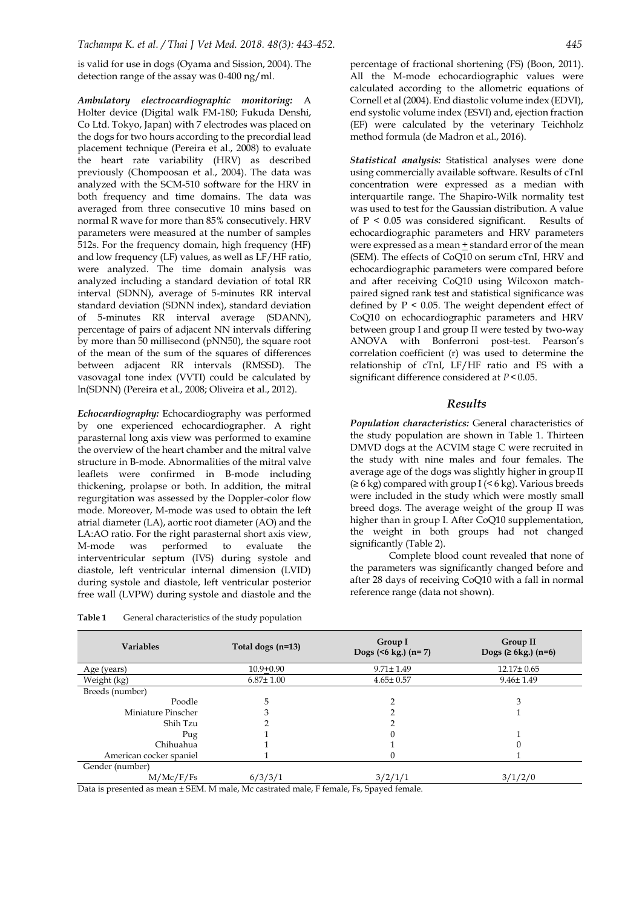is valid for use in dogs (Oyama and Sission, 2004). The detection range of the assay was 0-400 ng/ml.

***Ambulatory electrocardiographic monitoring:*** A Holter device (Digital walk FM-180; Fukuda Denshi, Co Ltd. Tokyo, Japan) with 7 electrodes was placed on the dogs for two hours according to the precordial lead placement technique (Pereira et al., 2008) to evaluate the heart rate variability (HRV) as described previously (Chompoosan et al., 2004). The data was analyzed with the SCM-510 software for the HRV in both frequency and time domains. The data was averaged from three consecutive 10 mins based on normal R wave for more than 85% consecutively. HRV parameters were measured at the number of samples 512s. For the frequency domain, high frequency (HF) and low frequency (LF) values, as well as LF/HF ratio, were analyzed. The time domain analysis was analyzed including a standard deviation of total RR interval (SDNN), average of 5-minutes RR interval standard deviation (SDNN index), standard deviation of 5-minutes RR interval average (SDANN), percentage of pairs of adjacent NN intervals differing by more than 50 millisecond (pNN50), the square root of the mean of the sum of the squares of differences between adjacent RR intervals (RMSSD). The vasovagal tone index (VVTI) could be calculated by ln(SDNN) (Pereira et al., 2008; Oliveira et al., 2012).

***Echocardiography:*** Echocardiography was performed by one experienced echocardiographer. A right parasternal long axis view was performed to examine the overview of the heart chamber and the mitral valve structure in B-mode. Abnormalities of the mitral valve leaflets were confirmed in B-mode including thickening, prolapse or both. In addition, the mitral regurgitation was assessed by the Doppler-color flow mode. Moreover, M-mode was used to obtain the left atrial diameter (LA), aortic root diameter (AO) and the LA:AO ratio. For the right parasternal short axis view, M-mode was performed to evaluate the interventricular septum (IVS) during systole and diastole, left ventricular internal dimension (LVID) during systole and diastole, left ventricular posterior free wall (LVPW) during systole and diastole and the percentage of fractional shortening (FS) (Boon, 2011). All the M-mode echocardiographic values were calculated according to the allometric equations of Cornell et al (2004). End diastolic volume index (EDVI), end systolic volume index (ESVI) and, ejection fraction (EF) were calculated by the veterinary Teichholz method formula (de Madron et al., 2016).

***Statistical analysis:*** Statistical analyses were done using commercially available software. Results of cTnI concentration were expressed as a median with interquartile range. The Shapiro-Wilk normality test was used to test for the Gaussian distribution. A value of $P < 0.05$ was considered significant. Results of echocardiographic parameters and HRV parameters were expressed as a mean ± standard error of the mean (SEM). The effects of CoQ10 on serum cTnI, HRV and echocardiographic parameters were compared before and after receiving CoQ10 using Wilcoxon match-paired signed rank test and statistical significance was defined by $P < 0.05$. The weight dependent effect of CoQ10 on echocardiographic parameters and HRV between group I and group II were tested by two-way ANOVA with Bonferroni post-test. Pearson's correlation coefficient (r) was used to determine the relationship of cTnI, LF/HF ratio and FS with a significant difference considered at $P < 0.05$.

## Results

***Population characteristics:*** General characteristics of the study population are shown in Table 1. Thirteen DMVD dogs at the ACVIM stage C were recruited in the study with nine males and four females. The average age of the dogs was slightly higher in group II (≥ 6 kg) compared with group I (< 6 kg). Various breeds were included in the study which were mostly small breed dogs. The average weight of the group II was higher than in group I. After CoQ10 supplementation, the weight in both groups had not changed significantly (Table 2).

Complete blood count revealed that none of the parameters was significantly changed before and after 28 days of receiving CoQ10 with a fall in normal reference range (data not shown).

**Table 1** General characteristics of the study population

| Variables | Total dogs (n=13) | Group I Dogs (<6 kg.) (n= 7) | Group II Dogs (≥ 6kg.) (n=6) |
|---|---|---|---|
| Age (years) | 10.9±0.90 | 9.71± 1.49 | 12.17± 0.65 |
| Weight (kg) | 6.87± 1.00 | 4.65± 0.57 | 9.46± 1.49 |
| Breeds (number) | | | |
| Poodle | 5 | 2 | 3 |
| Miniature Pinscher | 3 | 2 | 1 |
| Shih Tzu | 2 | 2 | |
| Pug | 1 | 0 | 1 |
| Chihuahua | 1 | 1 | 0 |
| American cocker spaniel | 1 | 0 | 1 |
| Gender (number) | | | |
| M/Mc/F/Fs | 6/3/3/1 | 3/2/1/1 | 3/1/2/0 |

Data is presented as mean ± SEM. M male, Mc castrated male, F female, Fs, Spayed female.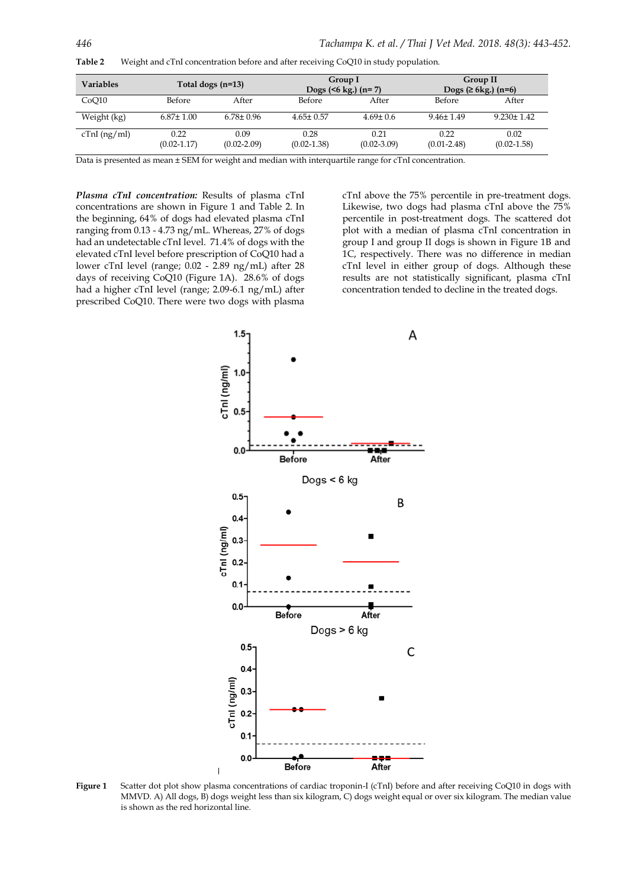**Table 2** Weight and cTnI concentration before and after receiving CoQ10 in study population.

| Variables | Total dogs (n=13) | | Group I Dogs (<6 kg.) (n= 7) | | Group II Dogs (≥ 6kg.) (n=6) | |
|---|---|---|---|---|---|---|
| CoQ10 | Before | After | Before | After | Before | After |
| Weight (kg) | 6.87± 1.00 | 6.78± 0.96 | 4.65± 0.57 | 4.69± 0.6 | 9.46± 1.49 | 9.230± 1.42 |
| cTnI (ng/ml) | 0.22 (0.02-1.17) | 0.09 (0.02-2.09) | 0.28 (0.02-1.38) | 0.21 (0.02-3.09) | 0.22 (0.01-2.48) | 0.02 (0.02-1.58) |

Data is presented as mean ± SEM for weight and median with interquartile range for cTnI concentration.

***Plasma cTnI concentration:*** Results of plasma cTnI concentrations are shown in Figure 1 and Table 2. In the beginning, 64% of dogs had elevated plasma cTnI ranging from 0.13 - 4.73 ng/mL. Whereas, 27% of dogs had an undetectable cTnI level. 71.4% of dogs with the elevated cTnI level before prescription of CoQ10 had a lower cTnI level (range; 0.02 - 2.89 ng/mL) after 28 days of receiving CoQ10 (Figure 1A). 28.6% of dogs had a higher cTnI level (range; 2.09-6.1 ng/mL) after prescribed CoQ10. There were two dogs with plasma cTnI above the 75% percentile in pre-treatment dogs. Likewise, two dogs had plasma cTnI above the 75% percentile in post-treatment dogs. The scattered dot plot with a median of plasma cTnI concentration in group I and group II dogs is shown in Figure 1B and 1C, respectively. There was no difference in median cTnI level in either group of dogs. Although these results are not statistically significant, plasma cTnI concentration tended to decline in the treated dogs.

**Figure 1** Scatter dot plot show plasma concentrations of cardiac troponin-I (cTnI) before and after receiving CoQ10 in dogs with MMVD. A) All dogs, B) dogs weight less than six kilogram, C) dogs weight equal or over six kilogram. The median value is shown as the red horizontal line.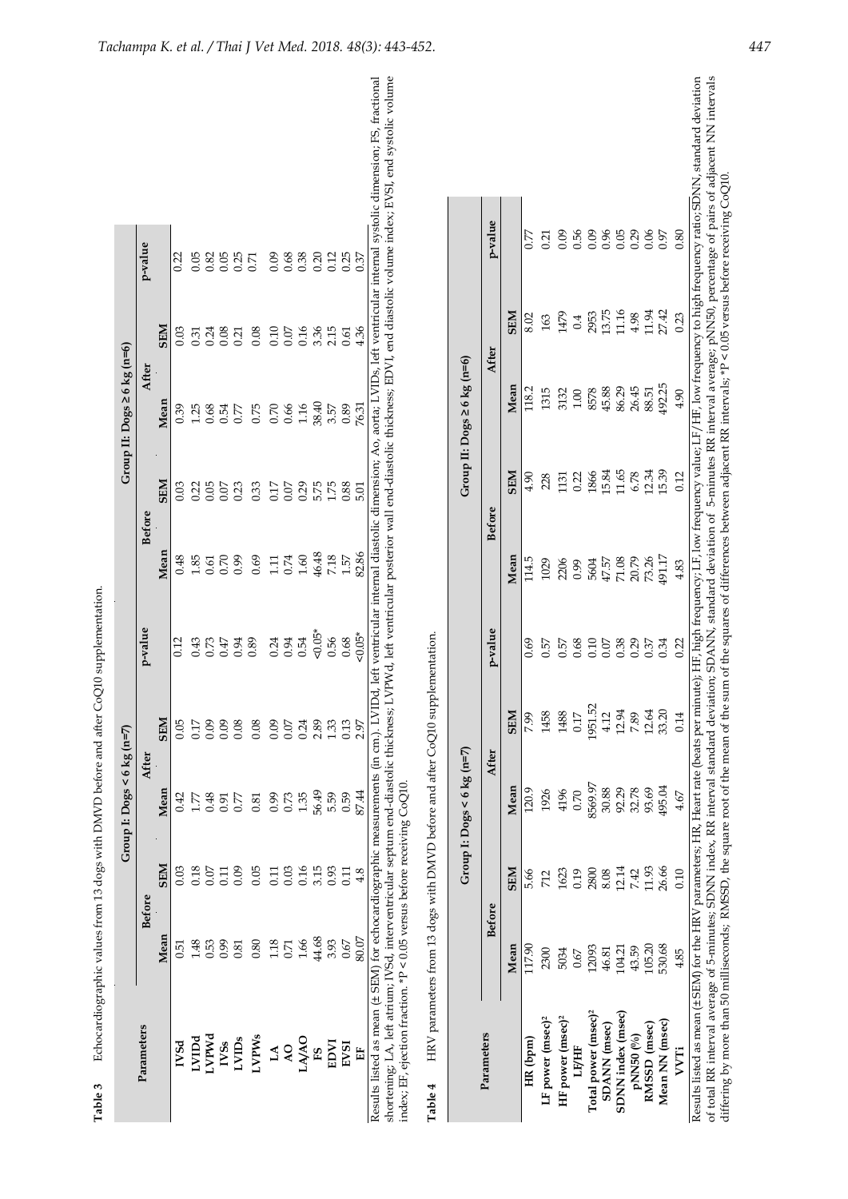**Table 3** Echocardiographic values from 13 dogs with DMVD before and after CoQ10 supplementation.

| Parameters | Group I: Dogs < 6 kg (n=7) | | | | | Group II: Dogs ≥ 6 kg (n=6) | | | | |
|---|---|---|---|---|---|---|---|---|---|---|
| | Before | | After | | p-value | Before | | After | | p-value |
| | Mean | SEM | Mean | SEM | | Mean | SEM | Mean | SEM | |
| **IVSd** | 0.51 | 0.03 | 0.42 | 0.05 | 0.12 | 0.48 | 0.03 | 0.39 | 0.03 | 0.22 |
| **LVIDd** | 1.48 | 0.18 | 1.77 | 0.17 | 0.43 | 1.85 | 0.22 | 1.25 | 0.31 | 0.05 |
| **LVPWd** | 0.53 | 0.07 | 0.48 | 0.09 | 0.73 | 0.61 | 0.05 | 0.68 | 0.24 | 0.82 |
| **IVSs** | 0.99 | 0.11 | 0.91 | 0.09 | 0.47 | 0.70 | 0.07 | 0.54 | 0.08 | 0.05 |
| **LVIDs** | 0.81 | 0.09 | 0.77 | 0.08 | 0.94 | 0.99 | 0.23 | 0.77 | 0.21 | 0.25 |
| **LVPWs** | 0.80 | 0.05 | 0.81 | 0.08 | 0.89 | 0.69 | 0.33 | 0.75 | 0.08 | 0.71 |
| **LA** | 1.18 | 0.11 | 0.99 | 0.09 | 0.24 | 1.11 | 0.17 | 0.70 | 0.10 | 0.09 |
| **AO** | 0.71 | 0.03 | 0.73 | 0.07 | 0.94 | 0.74 | 0.07 | 0.66 | 0.07 | 0.68 |
| **LA/AO** | 1.66 | 0.16 | 1.35 | 0.24 | 0.54 | 1.60 | 0.29 | 1.16 | 0.16 | 0.38 |
| **FS** | 44.68 | 3.15 | 56.49 | 2.89 | <0.05* | 46.48 | 5.75 | 38.40 | 3.36 | 0.20 |
| **EDVI** | 3.93 | 0.93 | 5.59 | 1.33 | 0.56 | 7.18 | 1.75 | 3.57 | 2.15 | 0.12 |
| **EVSI** | 0.67 | 0.11 | 0.59 | 0.13 | 0.68 | 1.57 | 0.88 | 0.89 | 0.61 | 0.25 |
| **EF** | 80.07 | 4.8 | 87.44 | 2.97 | <0.05* | 82.86 | 5.01 | 76.31 | 4.36 | 0.37 |

Results listed as mean (± SEM) for echocardiographic measurements (in cm). LVIDd, left ventricular internal diastolic dimension; Ao, aorta; LVIDs, left ventricular internal systolic dimension; FS, fractional shortening; LA, left atrium; IVSd, interventricular septum end-diastolic thickness; LVPWd, left ventricular posterior wall end-diastolic thickness; EDVI, end diastolic volume index; EVSI, end systolic volume index; EF, ejection fraction. *P < 0.05 versus before receiving CoQ10.

**Table 4** HRV parameters from 13 dogs with DMVD before and after CoQ10 supplementation.

| Parameters | Group I: Dogs < 6 kg (n=7) | | | | | Group II: Dogs ≥ 6 kg (n=6) | | | | |
|---|---|---|---|---|---|---|---|---|---|---|
| | Before | | After | | p-value | Before | | After | | p-value |
| | Mean | SEM | Mean | SEM | | Mean | SEM | Mean | SEM | |
| **HR (bpm)** | 117.90 | 5.66 | 120.9 | 7.99 | 0.69 | 114.5 | 4.90 | 118.2 | 8.02 | 0.77 |
| **LF power (msec)$^2$** | 2300 | 712 | 1926 | 1458 | 0.57 | 1029 | 228 | 1315 | 163 | 0.21 |
| **HF power (msec)$^2$** | 5034 | 1623 | 4196 | 1488 | 0.57 | 2206 | 1131 | 3132 | 1479 | 0.09 |
| **LF/HF** | 0.67 | 0.19 | 0.70 | 0.17 | 0.68 | 0.99 | 0.22 | 1.00 | 0.4 | 0.56 |
| **Total power (msec)$^2$** | 12093 | 2800 | 8569.97 | 1951.52 | 0.10 | 5604 | 1866 | 8578 | 2953 | 0.09 |
| **SDANN (msec)** | 46.81 | 8.08 | 30.88 | 4.12 | 0.07 | 47.57 | 15.84 | 45.88 | 13.75 | 0.96 |
| **SDNN index (msec)** | 104.21 | 12.14 | 92.29 | 12.94 | 0.38 | 71.08 | 11.65 | 86.29 | 11.16 | 0.05 |
| **pNN50 (%)** | 43.59 | 7.42 | 32.78 | 7.89 | 0.29 | 20.79 | 6.78 | 26.45 | 4.98 | 0.29 |
| **RMSSD (msec)** | 105.20 | 11.93 | 93.69 | 12.64 | 0.37 | 73.26 | 12.34 | 88.51 | 11.94 | 0.06 |
| **Mean NN (msec)** | 530.68 | 26.66 | 495.04 | 33.20 | 0.34 | 491.17 | 15.39 | 492.25 | 27.42 | 0.97 |
| **VVTi** | 4.85 | 0.10 | 4.67 | 0.14 | 0.22 | 4.83 | 0.12 | 4.90 | 0.23 | 0.80 |

Results listed as mean (±SEM) for the HRV parameters; HR, Heart rate (beats per minute); HF, high frequency; LF, low frequency value; LF/HF, low frequency to high frequency ratio; SDNN, standard deviation of total RR interval average of 5-minutes; SDNN index, RR interval standard deviation; SDANN, standard deviation of 5-minutes RR interval average; pNN50, percentage of pairs of adjacent NN intervals differing by more than 50 milliseconds; RMSSD, the square root of the mean of the sum of the squares of differences between adjacent RR intervals; *P < 0.05 versus before receiving CoQ10.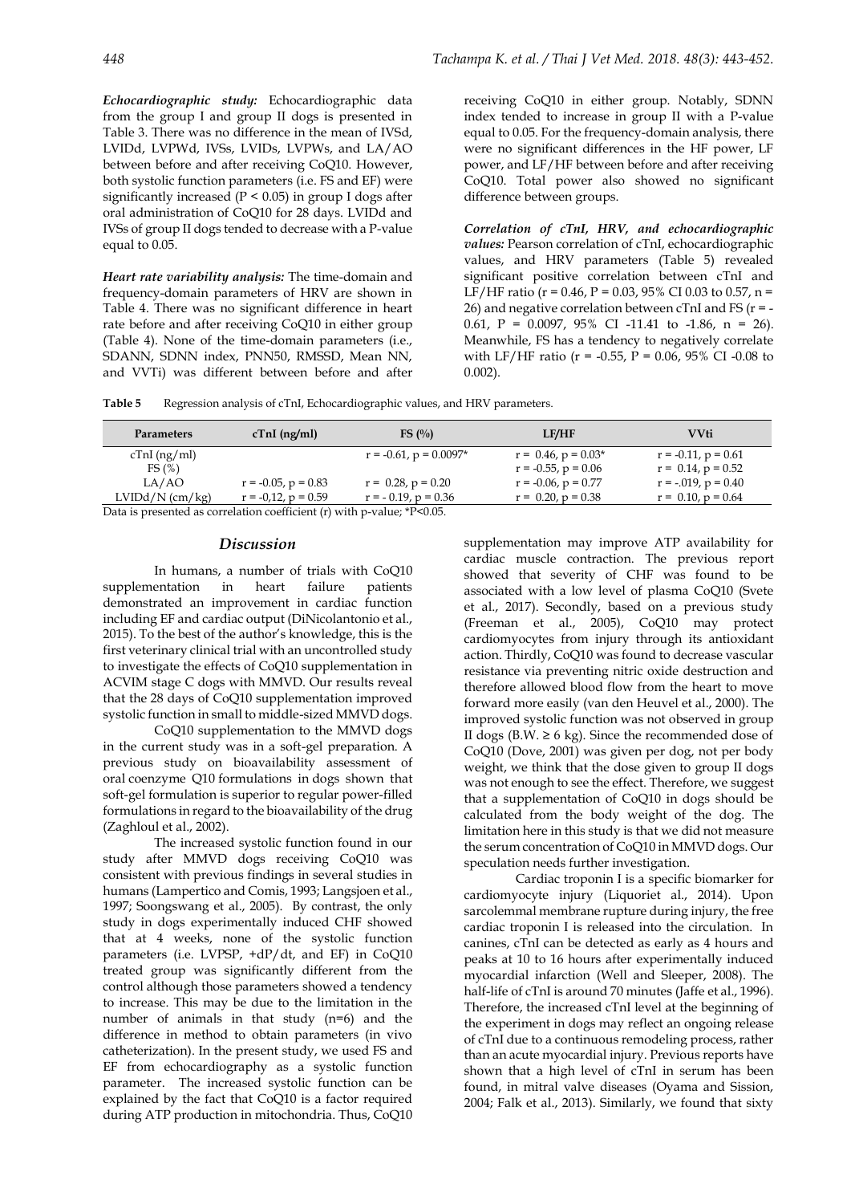*Echocardiographic study:* Echocardiographic data from the group I and group II dogs is presented in Table 3. There was no difference in the mean of IVSd, LVIDd, LVPWd, IVSs, LVIDs, LVPWs, and LA/AO between before and after receiving CoQ10. However, both systolic function parameters (i.e. FS and EF) were significantly increased ($P < 0.05$) in group I dogs after oral administration of CoQ10 for 28 days. LVIDd and IVSs of group II dogs tended to decrease with a P-value equal to 0.05.

*Heart rate variability analysis:* The time-domain and frequency-domain parameters of HRV are shown in Table 4. There was no significant difference in heart rate before and after receiving CoQ10 in either group (Table 4). None of the time-domain parameters (i.e., SDANN, SDNN index, PNN50, RMSSD, Mean NN, and VVTi) was different between before and after receiving CoQ10 in either group. Notably, SDNN index tended to increase in group II with a P-value equal to 0.05. For the frequency-domain analysis, there were no significant differences in the HF power, LF power, and LF/HF between before and after receiving CoQ10. Total power also showed no significant difference between groups.

*Correlation of cTnI, HRV, and echocardiographic values:* Pearson correlation of cTnI, echocardiographic values, and HRV parameters (Table 5) revealed significant positive correlation between cTnI and LF/HF ratio ($r = 0.46$, $P = 0.03$, 95% CI 0.03 to 0.57, $n = 26$) and negative correlation between cTnI and FS ($r = -0.61$, $P = 0.0097$, 95% CI -11.41 to -1.86, $n = 26$). Meanwhile, FS has a tendency to negatively correlate with LF/HF ratio ($r = -0.55$, $P = 0.06$, 95% CI -0.08 to 0.002).

**Table 5** Regression analysis of cTnI, Echocardiographic values, and HRV parameters.

| Parameters | cTnI (ng/ml) | FS (%) | LF/HF | VVti |
|---|---|---|---|---|
| cTnI (ng/ml) | | r = -0.61, p = 0.0097* | r = 0.46, p = 0.03* | r = -0.11, p = 0.61 |
| FS (%) | | | r = -0.55, p = 0.06 | r = 0.14, p = 0.52 |
| LA/AO | r = -0.05, p = 0.83 | r = 0.28, p = 0.20 | r = -0.06, p = 0.77 | r = -.019, p = 0.40 |
| LVIDd/N (cm/kg) | r = -0,12, p = 0.59 | r = - 0.19, p = 0.36 | r = 0.20, p = 0.38 | r = 0.10, p = 0.64 |

Data is presented as correlation coefficient (r) with p-value; *P<0.05.

## Discussion

In humans, a number of trials with CoQ10 supplementation in heart failure patients demonstrated an improvement in cardiac function including EF and cardiac output (DiNicolantonio et al., 2015). To the best of the author's knowledge, this is the first veterinary clinical trial with an uncontrolled study to investigate the effects of CoQ10 supplementation in ACVIM stage C dogs with MMVD. Our results reveal that the 28 days of CoQ10 supplementation improved systolic function in small to middle-sized MMVD dogs.

CoQ10 supplementation to the MMVD dogs in the current study was in a soft-gel preparation. A previous study on bioavailability assessment of oral coenzyme Q10 formulations in dogs shown that soft-gel formulation is superior to regular power-filled formulations in regard to the bioavailability of the drug (Zaghloul et al., 2002).

The increased systolic function found in our study after MMVD dogs receiving CoQ10 was consistent with previous findings in several studies in humans (Lampertico and Comis, 1993; Langsjoen et al., 1997; Soongswang et al., 2005). By contrast, the only study in dogs experimentally induced CHF showed that at 4 weeks, none of the systolic function parameters (i.e. LVPSP, +dP/dt, and EF) in CoQ10 treated group was significantly different from the control although those parameters showed a tendency to increase. This may be due to the limitation in the number of animals in that study (n=6) and the difference in method to obtain parameters (in vivo catheterization). In the present study, we used FS and EF from echocardiography as a systolic function parameter. The increased systolic function can be explained by the fact that CoQ10 is a factor required during ATP production in mitochondria. Thus, CoQ10 supplementation may improve ATP availability for cardiac muscle contraction. The previous report showed that severity of CHF was found to be associated with a low level of plasma CoQ10 (Svete et al., 2017). Secondly, based on a previous study (Freeman et al., 2005), CoQ10 may protect cardiomyocytes from injury through its antioxidant action. Thirdly, CoQ10 was found to decrease vascular resistance via preventing nitric oxide destruction and therefore allowed blood flow from the heart to move forward more easily (van den Heuvel et al., 2000). The improved systolic function was not observed in group II dogs (B.W. ≥ 6 kg). Since the recommended dose of CoQ10 (Dove, 2001) was given per dog, not per body weight, we think that the dose given to group II dogs was not enough to see the effect. Therefore, we suggest that a supplementation of CoQ10 in dogs should be calculated from the body weight of the dog. The limitation here in this study is that we did not measure the serum concentration of CoQ10 in MMVD dogs. Our speculation needs further investigation.

Cardiac troponin I is a specific biomarker for cardiomyocyte injury (Liquoriet al., 2014). Upon sarcolemmal membrane rupture during injury, the free cardiac troponin I is released into the circulation. In canines, cTnI can be detected as early as 4 hours and peaks at 10 to 16 hours after experimentally induced myocardial infarction (Well and Sleeper, 2008). The half-life of cTnI is around 70 minutes (Jaffe et al., 1996). Therefore, the increased cTnI level at the beginning of the experiment in dogs may reflect an ongoing release of cTnI due to a continuous remodeling process, rather than an acute myocardial injury. Previous reports have shown that a high level of cTnI in serum has been found, in mitral valve diseases (Oyama and Sission, 2004; Falk et al., 2013). Similarly, we found that sixty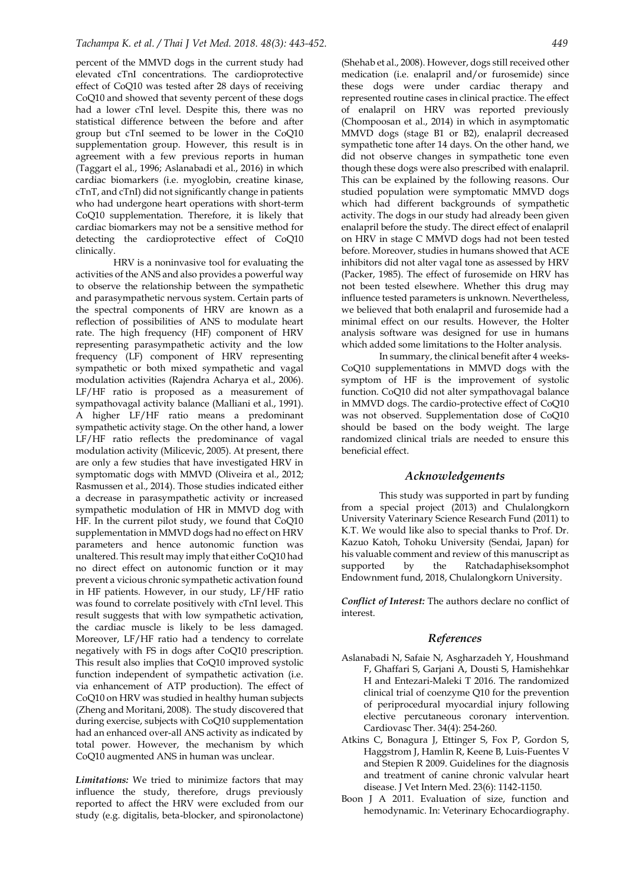percent of the MMVD dogs in the current study had elevated cTnI concentrations. The cardioprotective effect of CoQ10 was tested after 28 days of receiving CoQ10 and showed that seventy percent of these dogs had a lower cTnI level. Despite this, there was no statistical difference between the before and after group but cTnI seemed to be lower in the CoQ10 supplementation group. However, this result is in agreement with a few previous reports in human (Taggart el al., 1996; Aslanabadi et al., 2016) in which cardiac biomarkers (i.e. myoglobin, creatine kinase, cTnT, and cTnI) did not significantly change in patients who had undergone heart operations with short-term CoQ10 supplementation. Therefore, it is likely that cardiac biomarkers may not be a sensitive method for detecting the cardioprotective effect of CoQ10 clinically.

HRV is a noninvasive tool for evaluating the activities of the ANS and also provides a powerful way to observe the relationship between the sympathetic and parasympathetic nervous system. Certain parts of the spectral components of HRV are known as a reflection of possibilities of ANS to modulate heart rate. The high frequency (HF) component of HRV representing parasympathetic activity and the low frequency (LF) component of HRV representing sympathetic or both mixed sympathetic and vagal modulation activities (Rajendra Acharya et al., 2006). LF/HF ratio is proposed as a measurement of sympathovagal activity balance (Malliani et al., 1991). A higher LF/HF ratio means a predominant sympathetic activity stage. On the other hand, a lower LF/HF ratio reflects the predominance of vagal modulation activity (Milicevic, 2005). At present, there are only a few studies that have investigated HRV in symptomatic dogs with MMVD (Oliveira et al., 2012; Rasmussen et al., 2014). Those studies indicated either a decrease in parasympathetic activity or increased sympathetic modulation of HR in MMVD dog with HF. In the current pilot study, we found that CoQ10 supplementation in MMVD dogs had no effect on HRV parameters and hence autonomic function was unaltered. This result may imply that either CoQ10 had no direct effect on autonomic function or it may prevent a vicious chronic sympathetic activation found in HF patients. However, in our study, LF/HF ratio was found to correlate positively with cTnI level. This result suggests that with low sympathetic activation, the cardiac muscle is likely to be less damaged. Moreover, LF/HF ratio had a tendency to correlate negatively with FS in dogs after CoQ10 prescription. This result also implies that CoQ10 improved systolic function independent of sympathetic activation (i.e. via enhancement of ATP production). The effect of CoQ10 on HRV was studied in healthy human subjects (Zheng and Moritani, 2008). The study discovered that during exercise, subjects with CoQ10 supplementation had an enhanced over-all ANS activity as indicated by total power. However, the mechanism by which CoQ10 augmented ANS in human was unclear.

*Limitations:* We tried to minimize factors that may influence the study, therefore, drugs previously reported to affect the HRV were excluded from our study (e.g. digitalis, beta-blocker, and spironolactone) (Shehab et al., 2008). However, dogs still received other medication (i.e. enalapril and/or furosemide) since these dogs were under cardiac therapy and represented routine cases in clinical practice. The effect of enalapril on HRV was reported previously (Chompoosan et al., 2014) in which in asymptomatic MMVD dogs (stage B1 or B2), enalapril decreased sympathetic tone after 14 days. On the other hand, we did not observe changes in sympathetic tone even though these dogs were also prescribed with enalapril. This can be explained by the following reasons. Our studied population were symptomatic MMVD dogs which had different backgrounds of sympathetic activity. The dogs in our study had already been given enalapril before the study. The direct effect of enalapril on HRV in stage C MMVD dogs had not been tested before. Moreover, studies in humans showed that ACE inhibitors did not alter vagal tone as assessed by HRV (Packer, 1985). The effect of furosemide on HRV has not been tested elsewhere. Whether this drug may influence tested parameters is unknown. Nevertheless, we believed that both enalapril and furosemide had a minimal effect on our results. However, the Holter analysis software was designed for use in humans which added some limitations to the Holter analysis.

In summary, the clinical benefit after 4 weeks-CoQ10 supplementations in MMVD dogs with the symptom of HF is the improvement of systolic function. CoQ10 did not alter sympathovagal balance in MMVD dogs. The cardio-protective effect of CoQ10 was not observed. Supplementation dose of CoQ10 should be based on the body weight. The large randomized clinical trials are needed to ensure this beneficial effect.

## Acknowledgements

This study was supported in part by funding from a special project (2013) and Chulalongkorn University Vaterinary Science Research Fund (2011) to K.T. We would like also to special thanks to Prof. Dr. Kazuo Katoh, Tohoku University (Sendai, Japan) for his valuable comment and review of this manuscript as supported by the Ratchadaphiseksomphot Endowanment fund, 2018, Chulalongkorn University.

***Conflict of Interest:*** The authors declare no conflict of interest.

## References

Aslanabadi N, Safaie N, Asgharzadeh Y, Houshmand F, Ghaffari S, Garjani A, Dousti S, Hamishehkar H and Entezari-Maleki T 2016. The randomized clinical trial of coenzyme Q10 for the prevention of periprocedural myocardial injury following elective percutaneous coronary intervention. Cardiovasc Ther. 34(4): 254-260.

Atkins C, Bonagura J, Ettinger S, Fox P, Gordon S, Haggstrom J, Hamlin R, Keene B, Luis-Fuentes V and Stepien R 2009. Guidelines for the diagnosis and treatment of canine chronic valvular heart disease. J Vet Intern Med. 23(6): 1142-1150.

Boon J A 2011. Evaluation of size, function and hemodynamic. In: Veterinary Echocardiography.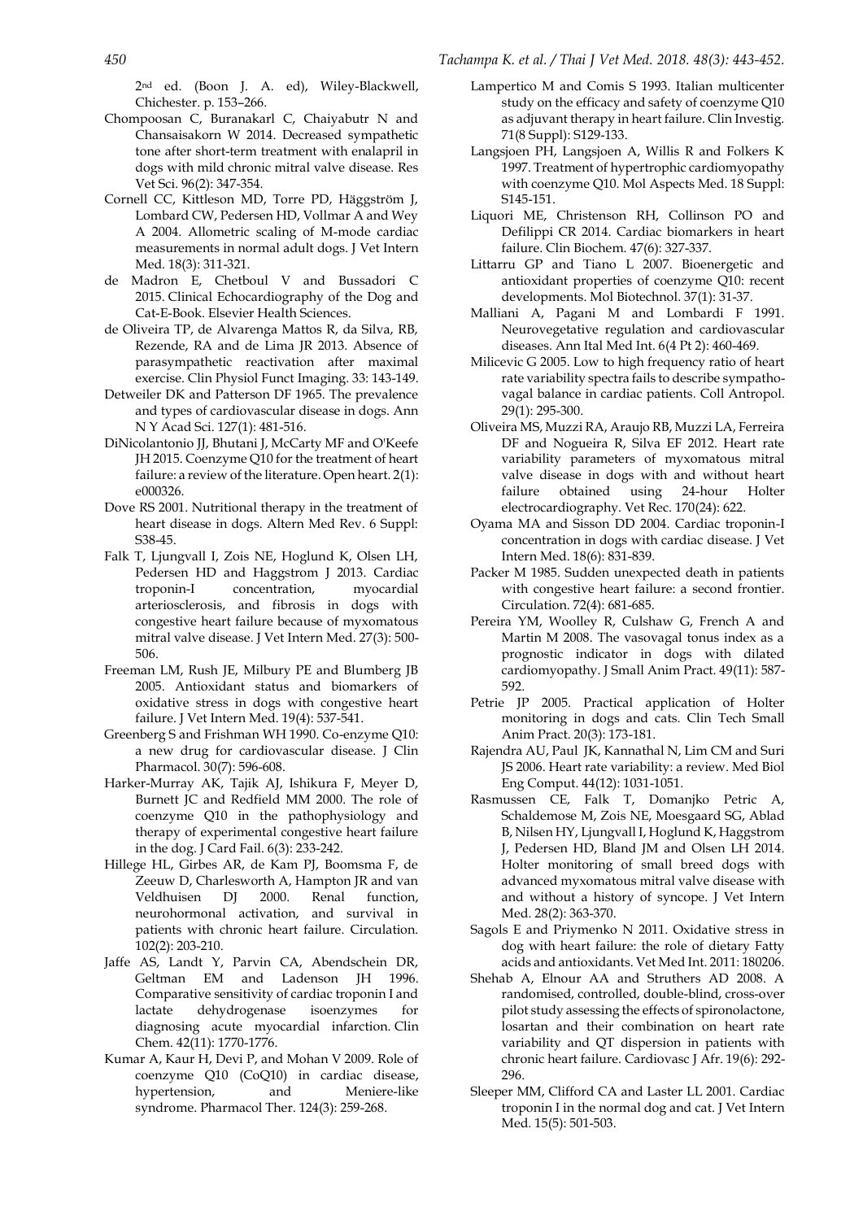2nd ed. (Boon J. A. ed), Wiley-Blackwell, Chichester. p. 153–266.

Chompoosan C, Buranakarl C, Chaiyabutr N and Chansaisakorn W 2014. Decreased sympathetic tone after short-term treatment with enalapril in dogs with mild chronic mitral valve disease. Res Vet Sci. 96(2): 347-354.

Cornell CC, Kittleson MD, Torre PD, Häggström J, Lombard CW, Pedersen HD, Vollmar A and Wey A 2004. Allometric scaling of M-mode cardiac measurements in normal adult dogs. J Vet Intern Med. 18(3): 311-321.

de Madron E, Chetboul V and Bussadori C 2015. Clinical Echocardiography of the Dog and Cat-E-Book. Elsevier Health Sciences.

de Oliveira TP, de Alvarenga Mattos R, da Silva, RB, Rezende, RA and de Lima JR 2013. Absence of parasympathetic reactivation after maximal exercise. Clin Physiol Funct Imaging. 33: 143-149.

Detweiler DK and Patterson DF 1965. The prevalence and types of cardiovascular disease in dogs. Ann N Y Acad Sci. 127(1): 481-516.

DiNicolantonio JJ, Bhutani J, McCarty MF and O'Keefe JH 2015. Coenzyme Q10 for the treatment of heart failure: a review of the literature. Open heart. 2(1): e000326.

Dove RS 2001. Nutritional therapy in the treatment of heart disease in dogs. Altern Med Rev. 6 Suppl: S38-45.

Falk T, Ljungvall I, Zois NE, Hoglund K, Olsen LH, Pedersen HD and Haggstrom J 2013. Cardiac troponin-I concentration, myocardial arteriosclerosis, and fibrosis in dogs with congestive heart failure because of myxomatous mitral valve disease. J Vet Intern Med. 27(3): 500-506.

Freeman LM, Rush JE, Milbury PE and Blumberg JB 2005. Antioxidant status and biomarkers of oxidative stress in dogs with congestive heart failure. J Vet Intern Med. 19(4): 537-541.

Greenberg S and Frishman WH 1990. Co-enzyme Q10: a new drug for cardiovascular disease. J Clin Pharmacol. 30(7): 596-608.

Harker-Murray AK, Tajik AJ, Ishikura F, Meyer D, Burnett JC and Redfield MM 2000. The role of coenzyme Q10 in the pathophysiology and therapy of experimental congestive heart failure in the dog. J Card Fail. 6(3): 233-242.

Hillege HL, Girbes AR, de Kam PJ, Boomsma F, de Zeeuw D, Charlesworth A, Hampton JR and van Veldhuisen DJ 2000. Renal function, neurohormonal activation, and survival in patients with chronic heart failure. Circulation. 102(2): 203-210.

Jaffe AS, Landt Y, Parvin CA, Abendschein DR, Geltman EM and Ladenson JH 1996. Comparative sensitivity of cardiac troponin I and lactate dehydrogenase isoenzymes for diagnosing acute myocardial infarction. Clin Chem. 42(11): 1770-1776.

Kumar A, Kaur H, Devi P, and Mohan V 2009. Role of coenzyme Q10 (CoQ10) in cardiac disease, hypertension, and Meniere-like syndrome. Pharmacol Ther. 124(3): 259-268.

Lampertico M and Comis S 1993. Italian multicenter study on the efficacy and safety of coenzyme Q10 as adjuvant therapy in heart failure. Clin Investig. 71(8 Suppl): S129-133.

Langsjoen PH, Langsjoen A, Willis R and Folkers K 1997. Treatment of hypertrophic cardiomyopathy with coenzyme Q10. Mol Aspects Med. 18 Suppl: S145-151.

Liquori ME, Christenson RH, Collinson PO and Defilippi CR 2014. Cardiac biomarkers in heart failure. Clin Biochem. 47(6): 327-337.

Littarru GP and Tiano L 2007. Bioenergetic and antioxidant properties of coenzyme Q10: recent developments. Mol Biotechnol. 37(1): 31-37.

Malliani A, Pagani M and Lombardi F 1991. Neurovegetative regulation and cardiovascular diseases. Ann Ital Med Int. 6(4 Pt 2): 460-469.

Milicevic G 2005. Low to high frequency ratio of heart rate variability spectra fails to describe sympatho-vagal balance in cardiac patients. Coll Antropol. 29(1): 295-300.

Oliveira MS, Muzzi RA, Araujo RB, Muzzi LA, Ferreira DF and Nogueira R, Silva EF 2012. Heart rate variability parameters of myxomatous mitral valve disease in dogs with and without heart failure obtained using 24-hour Holter electrocardiography. Vet Rec. 170(24): 622.

Oyama MA and Sisson DD 2004. Cardiac troponin-I concentration in dogs with cardiac disease. J Vet Intern Med. 18(6): 831-839.

Packer M 1985. Sudden unexpected death in patients with congestive heart failure: a second frontier. Circulation. 72(4): 681-685.

Pereira YM, Woolley R, Culshaw G, French A and Martin M 2008. The vasovagal tonus index as a prognostic indicator in dogs with dilated cardiomyopathy. J Small Anim Pract. 49(11): 587-592.

Petrie JP 2005. Practical application of Holter monitoring in dogs and cats. Clin Tech Small Anim Pract. 20(3): 173-181.

Rajendra AU, Paul JK, Kannathal N, Lim CM and Suri JS 2006. Heart rate variability: a review. Med Biol Eng Comput. 44(12): 1031-1051.

Rasmussen CE, Falk T, Domanjko Petric A, Schaldemose M, Zois NE, Moesgaard SG, Ablad B, Nilsen HY, Ljungvall I, Hoglund K, Haggstrom J, Pedersen HD, Bland JM and Olsen LH 2014. Holter monitoring of small breed dogs with advanced myxomatous mitral valve disease with and without a history of syncope. J Vet Intern Med. 28(2): 363-370.

Sagols E and Priymenko N 2011. Oxidative stress in dog with heart failure: the role of dietary Fatty acids and antioxidants. Vet Med Int. 2011: 180206.

Shehab A, Elnour AA and Struthers AD 2008. A randomised, controlled, double-blind, cross-over pilot study assessing the effects of spironolactone, losartan and their combination on heart rate variability and QT dispersion in patients with chronic heart failure. Cardiovasc J Afr. 19(6): 292-296.

Sleeper MM, Clifford CA and Laster LL 2001. Cardiac troponin I in the normal dog and cat. J Vet Intern Med. 15(5): 501-503.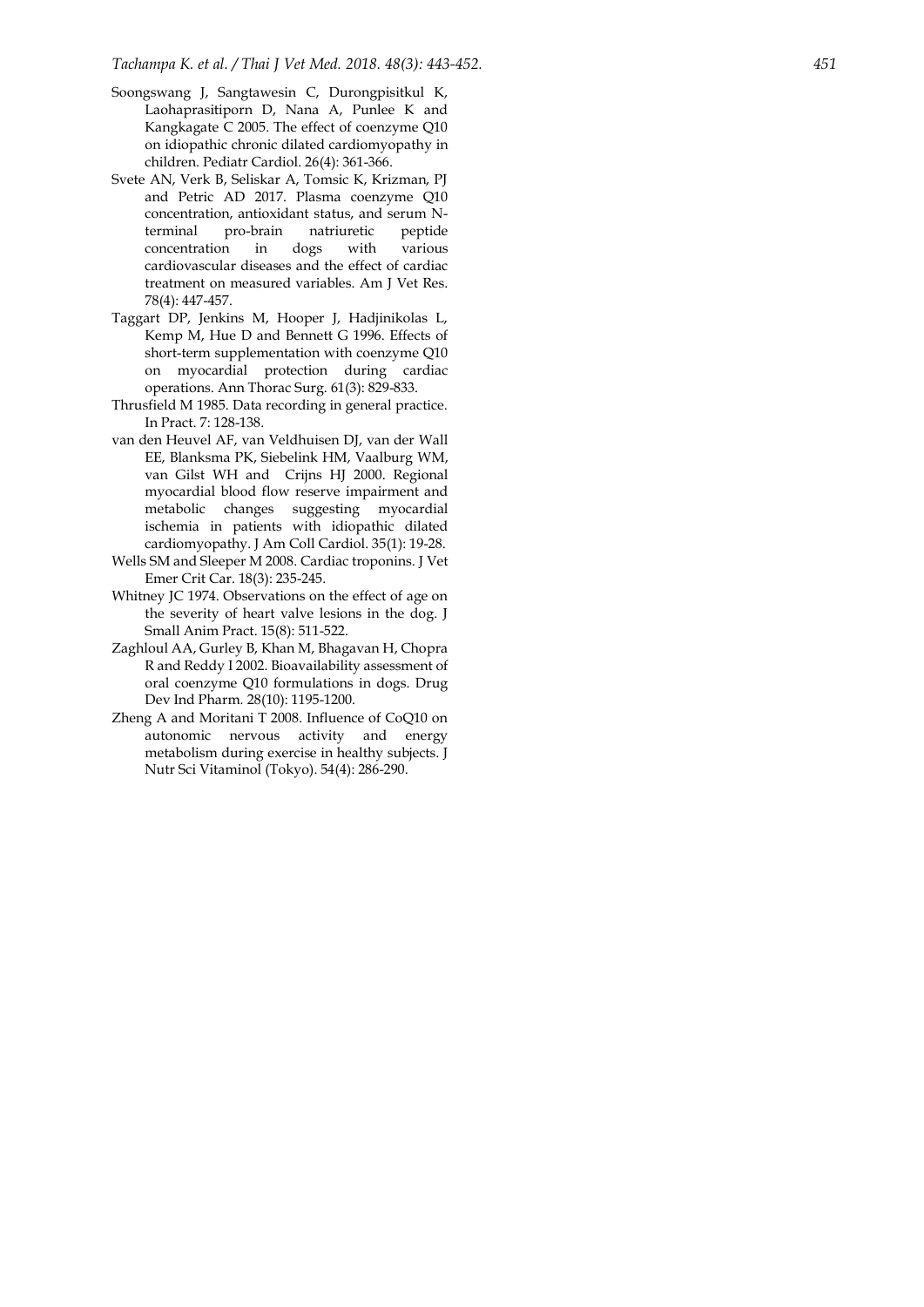Soongswang J, Sangtawesin C, Durongpisitkul K, Laohaprasitiporn D, Nana A, Punlee K and Kangkagate C 2005. The effect of coenzyme Q10 on idiopathic chronic dilated cardiomyopathy in children. Pediatr Cardiol. 26(4): 361-366.

Svete AN, Verk B, Seliskar A, Tomsic K, Krizman, PJ and Petric AD 2017. Plasma coenzyme Q10 concentration, antioxidant status, and serum N-terminal pro-brain natriuretic peptide concentration in dogs with various cardiovascular diseases and the effect of cardiac treatment on measured variables. Am J Vet Res. 78(4): 447-457.

Taggart DP, Jenkins M, Hooper J, Hadjinikolas L, Kemp M, Hue D and Bennett G 1996. Effects of short-term supplementation with coenzyme Q10 on myocardial protection during cardiac operations. Ann Thorac Surg. 61(3): 829-833.

Thrusfield M 1985. Data recording in general practice. In Pract. 7: 128-138.

van den Heuvel AF, van Veldhuisen DJ, van der Wall EE, Blanksma PK, Siebelink HM, Vaalburg WM, van Gilst WH and Crijns HJ 2000. Regional myocardial blood flow reserve impairment and metabolic changes suggesting myocardial ischemia in patients with idiopathic dilated cardiomyopathy. J Am Coll Cardiol. 35(1): 19-28.

Wells SM and Sleeper M 2008. Cardiac troponins. J Vet Emer Crit Car. 18(3): 235-245.

Whitney JC 1974. Observations on the effect of age on the severity of heart valve lesions in the dog. J Small Anim Pract. 15(8): 511-522.

Zaghloul AA, Gurley B, Khan M, Bhagavan H, Chopra R and Reddy I 2002. Bioavailability assessment of oral coenzyme Q10 formulations in dogs. Drug Dev Ind Pharm. 28(10): 1195-1200.

Zheng A and Moritani T 2008. Influence of CoQ10 on autonomic nervous activity and energy metabolism during exercise in healthy subjects. J Nutr Sci Vitaminol (Tokyo). 54(4): 286-290.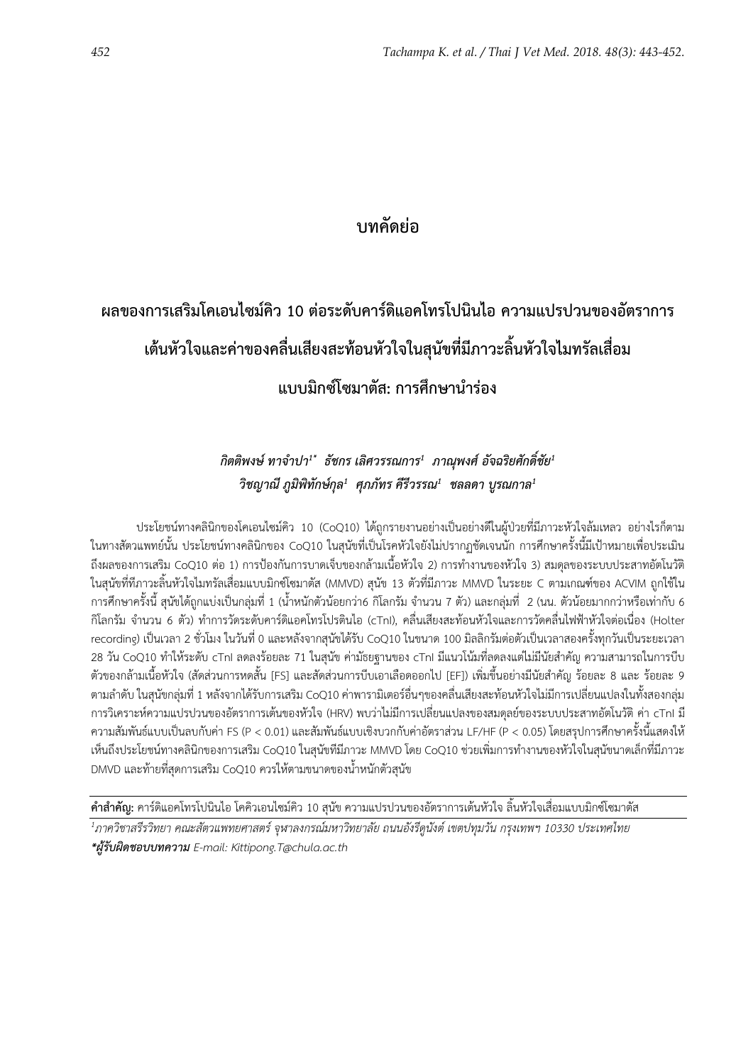# บทคัดย่อ

## ผลของการเสริมโคเอนไซม์คิว 10 ต่อระดับคาร์ดิแอคโทรโปนินไอ ความแปรปวนของอัตราการเต้นหัวใจและค่าของคลื่นเสียงสะท้อนหัวใจในสุนัขที่มีภาวะลิ้นหัวใจไมทรัลเสื่อมแบบมิกซ์โซมาตัส: การศึกษานำร่อง

***กิตติพงษ์ ทาจำปา[1*] ธัชกร เลิศวรรณการ[1] ภาณุพงศ์ อัจฉริยศักดิ์ชัย[1] วิชญาณี ภูมิพิทักษ์กุล[1] ศุภภัทร คีรีวรรณ[1] ชลลดา บูรณกาล[1]***

ประโยชน์ทางคลินิกของโคเอนไซม์คิว 10 (CoQ10) ได้ถูกรายงานอย่างเป็นอย่างดีในผู้ป่วยที่มีภาวะหัวใจล้มเหลว อย่างไรก็ตาม ในทางสัตวแพทย์นั้น ประโยชน์ทางคลินิกของ CoQ10 ในสุนัขที่เป็นโรคหัวใจยังไม่ปรากฏชัดเจนนัก การศึกษาครั้งนี้มีเป้าหมายเพื่อประเมินถึงผลของการเสริม CoQ10 ต่อ 1) การป้องกันการบาดเจ็บของกล้ามเนื้อหัวใจ 2) การทำงานของหัวใจ 3) สมดุลของระบบประสาทอัตโนวัติ ในสุนัขที่ทีภาวะลิ้นหัวใจไมทรัลเสื่อมแบบมิกซ์โซมาตัส (MMVD) สุนัข 13 ตัวที่มีภาวะ MMVD ในระยะ C ตามเกณฑ์ของ ACVIM ถูกใช้ในการศึกษาครั้งนี้ สุนัขได้ถูกแบ่งเป็นกลุ่มที่ 1 (น้ำหนักตัวน้อยกว่า6 กิโลกรัม จำนวน 7 ตัว) และกลุ่มที่ 2 (นน. ตัวน้อยมากกว่าหรือเท่ากับ 6 กิโลกรัม จำนวน 6 ตัว) ทำการวัดระดับคาร์ดิแอคโทรโปรตินไอ (cTnI), คลื่นเสียงสะท้อนหัวใจและการวัดคลื่นไฟฟ้าหัวใจต่อเนื่อง (Holter recording) เป็นเวลา 2 ชั่วโมง ในวันที่ 0 และหลังจากสุนัขได้รับ CoQ10 ในขนาด 100 มิลลิกรัมต่อตัวเป็นเวลาสองครั้งทุกวันเป็นระยะเวลา 28 วัน CoQ10 ทำให้ระดับ cTnI ลดลงร้อยละ 71 ในสุนัข ค่ามัธยฐานของ cTnI มีแนวโน้มที่ลดลงแต่ไม่มีนัยสำคัญ ความสามารถในการบีบตัวของกล้ามเนื้อหัวใจ (สัดส่วนการหดสั้น [FS] และสัดส่วนการบีบเอาเลือดออกไป [EF]) เพิ่มขึ้นอย่างมีนัยสำคัญ ร้อยละ 8 และ ร้อยละ 9 ตามลำดับ ในสุนัขกลุ่มที่ 1 หลังจากได้รับการเสริม CoQ10 ค่าพารามิเตอร์อื่นๆของคลื่นเสียงสะท้อนหัวใจไม่มีการเปลี่ยนแปลงในทั้งสองกลุ่ม การวิเคราะห์ความแปรปวนของอัตราการเต้นของหัวใจ (HRV) พบว่าไม่มีการเปลี่ยนแปลงของสมดุลย์ของระบบประสาทอัตโนวัติ ค่า cTnI มีความสัมพันธ์แบบเป็นลบกับค่า FS ($P < 0.01$) และสัมพันธ์แบบเชิงบวกกับค่าอัตราส่วน LF/HF ($P < 0.05$) โดยสรุปการศึกษาครั้งนี้แสดงให้เห็นถึงประโยชน์ทางคลินิกของการเสริม CoQ10 ในสุนัขทีมีภาวะ MMVD โดย CoQ10 ช่วยเพิ่มการทำงานของหัวใจในสุนัขขนาดเล็กที่มีภาวะ DMVD และท้ายที่สุดการเสริม CoQ10 ควรให้ตามขนาดของน้ำหนักตัวสุนัข

**คำสำคัญ:** คาร์ดิแอคโทรโปนินไอ โคคิวเอนไซม์คิว 10 สุนัข ความแปรปวนของอัตราการเต้นหัวใจ ลิ้นหัวใจเสื่อมแบบมิกซ์โซมาตัส

*[1]ภาควิชาสรีรวิทยา คณะสัตวแพทยศาสตร์ จุฬาลงกรณ์มหาวิทยาลัย ถนนอังรีดูนังต์ เขตปทุมวัน กรุงเทพฯ 10330 ประเทศไทย*

***ผู้รับผิดชอบบทความ** *E-mail: Kittipong.T@chula.ac.th*